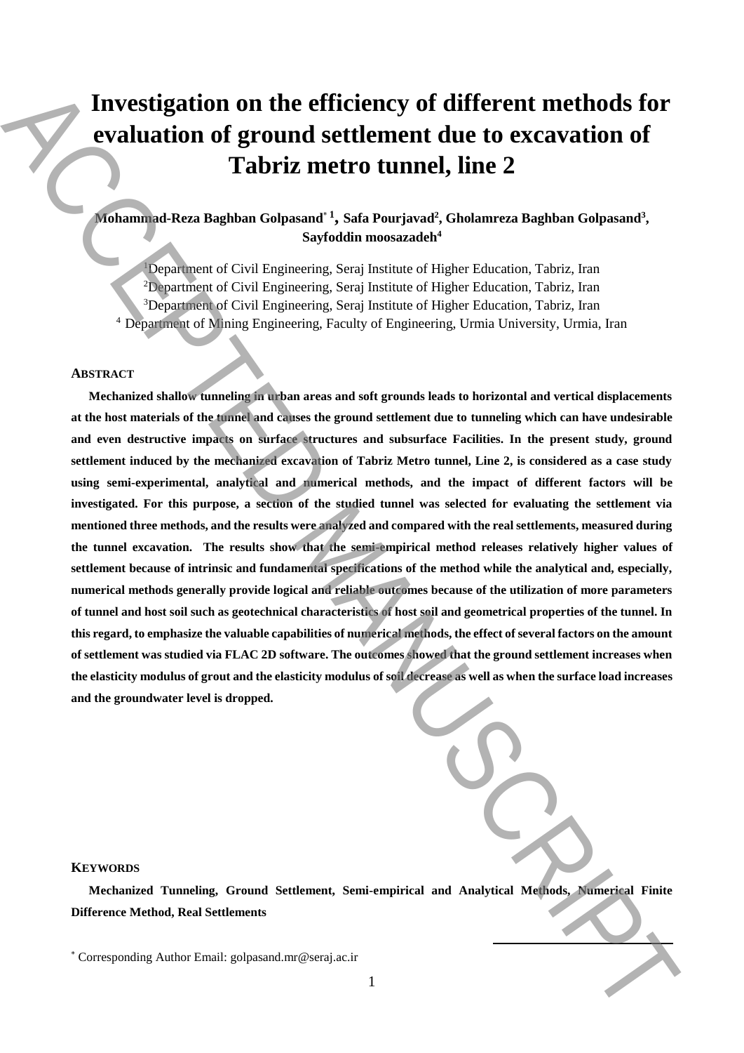# Investigation on the efficiency of different methods for evaluation of ground settlement due to excavation of Tabriz metro tunnel, line 2

**Mohammad-Reza Baghban Golpasand*[1], Safa Pourjavad[2], Gholamreza Baghban Golpasand[3], Sayfoddin moosazadeh[4]**

[1]Department of Civil Engineering, Seraj Institute of Higher Education, Tabriz, Iran
[2]Department of Civil Engineering, Seraj Institute of Higher Education, Tabriz, Iran
[3]Department of Civil Engineering, Seraj Institute of Higher Education, Tabriz, Iran
[4] Department of Mining Engineering, Faculty of Engineering, Urmia University, Urmia, Iran

## ABSTRACT

**Mechanized shallow tunneling in urban areas and soft grounds leads to horizontal and vertical displacements at the host materials of the tunnel and causes the ground settlement due to tunneling which can have undesirable and even destructive impacts on surface structures and subsurface Facilities. In the present study, ground settlement induced by the mechanized excavation of Tabriz Metro tunnel, Line 2, is considered as a case study using semi-experimental, analytical and numerical methods, and the impact of different factors will be investigated. For this purpose, a section of the studied tunnel was selected for evaluating the settlement via mentioned three methods, and the results were analyzed and compared with the real settlements, measured during the tunnel excavation. The results show that the semi-empirical method releases relatively higher values of settlement because of intrinsic and fundamental specifications of the method while the analytical and, especially, numerical methods generally provide logical and reliable outcomes because of the utilization of more parameters of tunnel and host soil such as geotechnical characteristics of host soil and geometrical properties of the tunnel. In this regard, to emphasize the valuable capabilities of numerical methods, the effect of several factors on the amount of settlement was studied via FLAC 2D software. The outcomes showed that the ground settlement increases when the elasticity modulus of grout and the elasticity modulus of soil decrease as well as when the surface load increases and the groundwater level is dropped.**

## KEYWORDS

**Mechanized Tunneling, Ground Settlement, Semi-empirical and Analytical Methods, Numerical Finite Difference Method, Real Settlements**

* Corresponding Author Email: golpasand.mr@seraj.ac.ir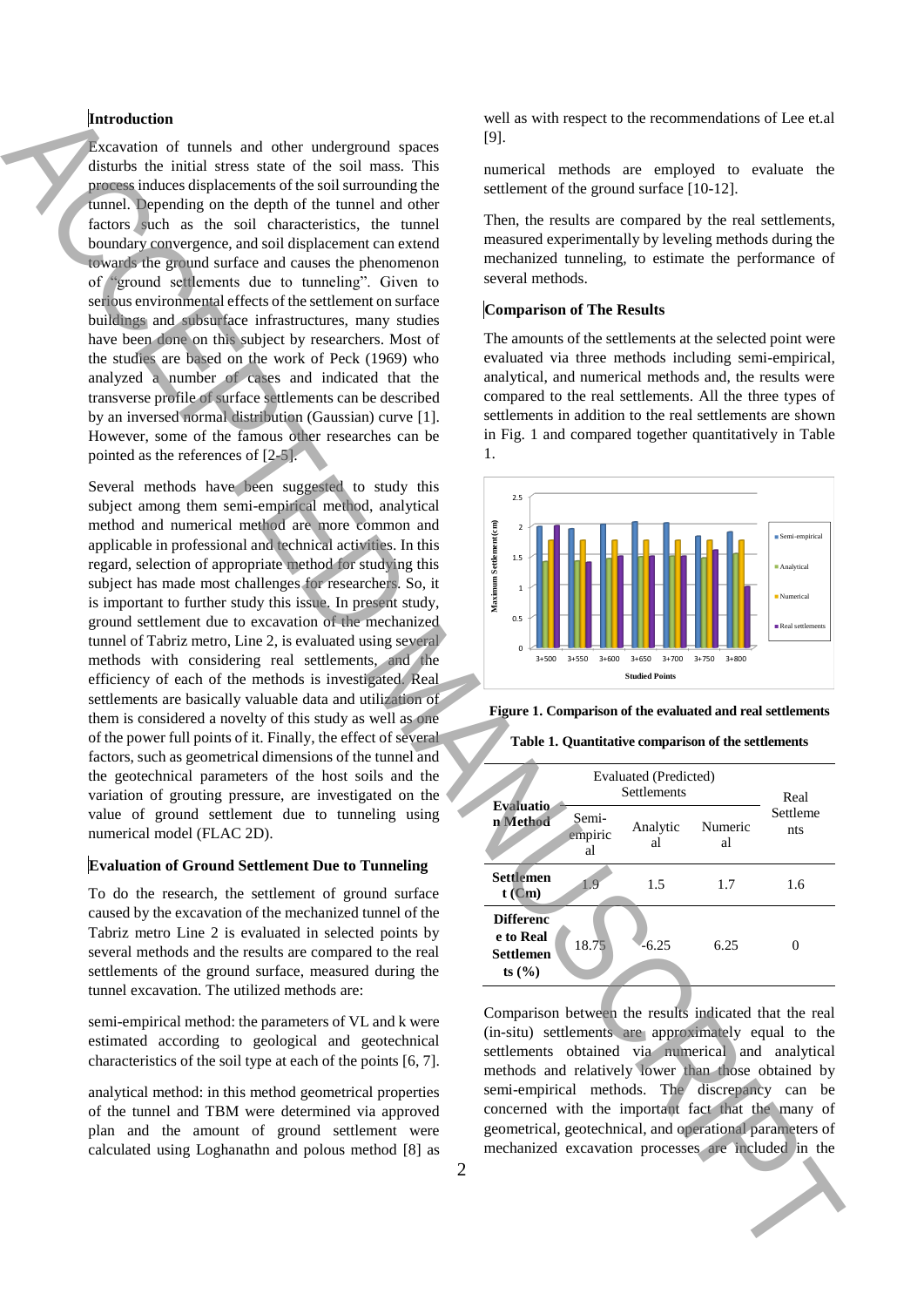## Introduction

Excavation of tunnels and other underground spaces disturbs the initial stress state of the soil mass. This process induces displacements of the soil surrounding the tunnel. Depending on the depth of the tunnel and other factors such as the soil characteristics, the tunnel boundary convergence, and soil displacement can extend towards the ground surface and causes the phenomenon of "ground settlements due to tunneling". Given to serious environmental effects of the settlement on surface buildings and subsurface infrastructures, many studies have been done on this subject by researchers. Most of the studies are based on the work of Peck (1969) who analyzed a number of cases and indicated that the transverse profile of surface settlements can be described by an inversed normal distribution (Gaussian) curve [1]. However, some of the famous other researches can be pointed as the references of [2-5].

Several methods have been suggested to study this subject among them semi-empirical method, analytical method and numerical method are more common and applicable in professional and technical activities. In this regard, selection of appropriate method for studying this subject has made more challenges for researchers. So, it is important to further study this issue. In present study, ground settlement due to excavation of the mechanized tunnel of Tabriz metro, Line 2, is evaluated using several methods with considering real settlements, and the efficiency of each of the methods is investigated. Real settlements are basically valuable data and utilization of them is considered a novelty of this study as well as one of the power full points of it. Finally, the effect of several factors, such as geometrical dimensions of the tunnel and the geotechnical parameters of the host soils and the variation of grouting pressure, are investigated on the value of ground settlement due to tunneling using numerical model (FLAC 2D).

## Evaluation of Ground Settlement Due to Tunneling

To do the research, the settlement of ground surface caused by the excavation of the mechanized tunnel of the Tabriz metro Line 2 is evaluated in selected points by several methods and the results are compared to the real settlements of the ground surface, measured during the tunnel excavation. The utilized methods are:

semi-empirical method: the parameters of VL and k were estimated according to geological and geotechnical characteristics of the soil type at each of the points [6, 7].

analytical method: in this method geometrical properties of the tunnel and TBM were determined via approved plan and the amount of ground settlement were calculated using Loghanathn and polous method [8] as well as with respect to the recommendations of Lee et.al [9].

numerical methods are employed to evaluate the settlement of the ground surface [10-12].

Then, the results are compared by the real settlements, measured experimentally by leveling methods during the mechanized tunneling, to estimate the performance of several methods.

## Comparison of The Results

The amounts of the settlements at the selected point were evaluated via three methods including semi-empirical, analytical, and numerical methods and, the results were compared to the real settlements. All the three types of settlements in addition to the real settlements are shown in Fig. 1 and compared together quantitatively in Table 1.

**Figure 1. Comparison of the evaluated and real settlements**

**Table 1. Quantitative comparison of the settlements**

| Evaluation Method | Evaluated (Predicted) Settlements | | | Real Settlements |
|---|---|---|---|---|
| | Semi-empirical | Analytical | Numerical | |
| **Settlement (Cm)** | 1.9 | 1.5 | 1.7 | 1.6 |
| **Difference to Real Settlements (%)** | 18.75 | -6.25 | 6.25 | 0 |

Comparison between the results indicated that the real (in-situ) settlements are approximately equal to the settlements obtained via numerical and analytical methods and relatively lower than those obtained by semi-empirical methods. The discrepancy can be concerned with the important fact that the many of geometrical, geotechnical, and operational parameters of mechanized excavation processes are included in the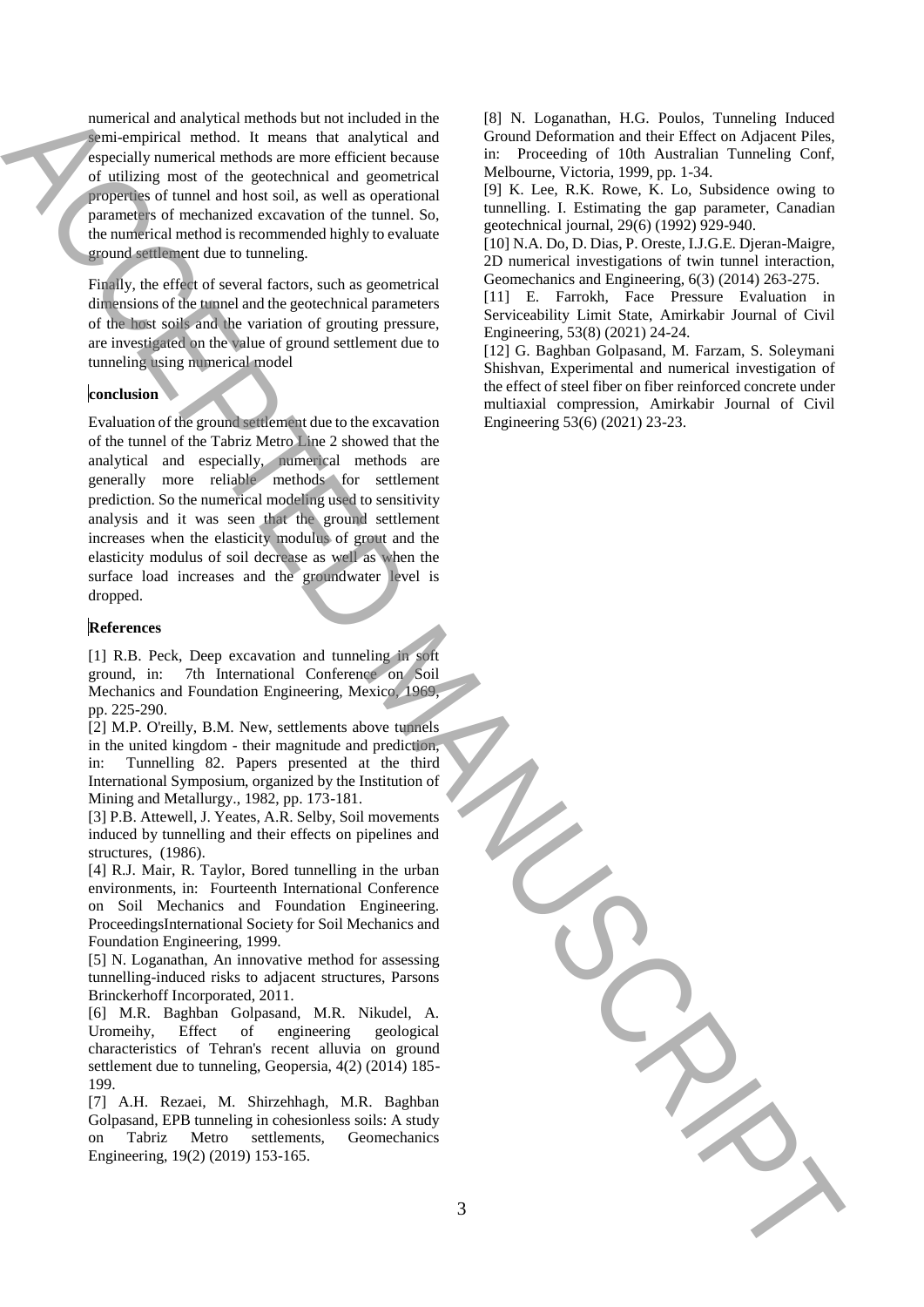numerical and analytical methods but not included in the semi-empirical method. It means that analytical and especially numerical methods are more efficient because of utilizing most of the geotechnical and geometrical properties of tunnel and host soil, as well as operational parameters of mechanized excavation of the tunnel. So, the numerical method is recommended highly to evaluate ground settlement due to tunneling.

Finally, the effect of several factors, such as geometrical dimensions of the tunnel and the geotechnical parameters of the host soils and the variation of grouting pressure, are investigated on the value of ground settlement due to tunneling using numerical model

## conclusion

Evaluation of the ground settlement due to the excavation of the tunnel of the Tabriz Metro Line 2 showed that the analytical and especially, numerical methods are generally more reliable methods for settlement prediction. So the numerical modeling used to sensitivity analysis and it was seen that the ground settlement increases when the elasticity modulus of grout and the elasticity modulus of soil decrease as well as when the surface load increases and the groundwater level is dropped.

## References

[1] R.B. Peck, Deep excavation and tunneling in soft ground, in: 7th International Conference on Soil Mechanics and Foundation Engineering, Mexico, 1969, pp. 225-290.

[2] M.P. O'reilly, B.M. New, settlements above tunnels in the united kingdom - their magnitude and prediction, in: Tunnelling 82. Papers presented at the third International Symposium, organized by the Institution of Mining and Metallurgy., 1982, pp. 173-181.

[3] P.B. Attewell, J. Yeates, A.R. Selby, Soil movements induced by tunnelling and their effects on pipelines and structures, (1986).

[4] R.J. Mair, R. Taylor, Bored tunnelling in the urban environments, in: Fourteenth International Conference on Soil Mechanics and Foundation Engineering. ProceedingsInternational Society for Soil Mechanics and Foundation Engineering, 1999.

[5] N. Loganathan, An innovative method for assessing tunnelling-induced risks to adjacent structures, Parsons Brinckerhoff Incorporated, 2011.

[6] M.R. Baghban Golpasand, M.R. Nikudel, A. Uromeihy, Effect of engineering geological characteristics of Tehran's recent alluvia on ground settlement due to tunneling, Geopersia, 4(2) (2014) 185-199.

[7] A.H. Rezaei, M. Shirzehhagh, M.R. Baghban Golpasand, EPB tunneling in cohesionless soils: A study on Tabriz Metro settlements, Geomechanics Engineering, 19(2) (2019) 153-165.

[8] N. Loganathan, H.G. Poulos, Tunneling Induced Ground Deformation and their Effect on Adjacent Piles, in: Proceeding of 10th Australian Tunneling Conf, Melbourne, Victoria, 1999, pp. 1-34.

[9] K. Lee, R.K. Rowe, K. Lo, Subsidence owing to tunnelling. I. Estimating the gap parameter, Canadian geotechnical journal, 29(6) (1992) 929-940.

[10] N.A. Do, D. Dias, P. Oreste, I.J.G.E. Djeran-Maigre, 2D numerical investigations of twin tunnel interaction, Geomechanics and Engineering, 6(3) (2014) 263-275.

[11] E. Farrokh, Face Pressure Evaluation in Serviceability Limit State, Amirkabir Journal of Civil Engineering, 53(8) (2021) 24-24.

[12] G. Baghban Golpasand, M. Farzam, S. Soleymani Shishvan, Experimental and numerical investigation of the effect of steel fiber on fiber reinforced concrete under multiaxial compression, Amirkabir Journal of Civil Engineering 53(6) (2021) 23-23.